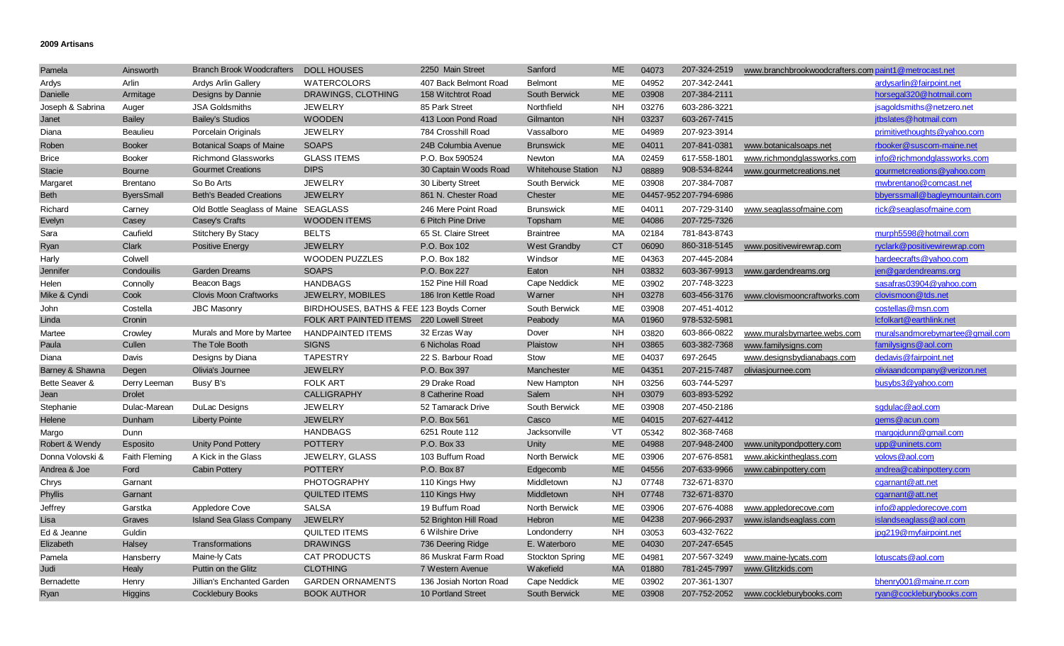**2009 Artisans**

| | | | | | | | | | | |
|---|---|---|---|---|---|---|---|---|---|---|
| Pamela | Ainsworth | Branch Brook Woodcrafters | DOLL HOUSES | 2250 Main Street | Sanford | ME | 04073 | 207-324-2519 | www.branchbrookwoodcrafters.com | paint1@metrocast.net |
| Ardys | Arlin | Ardys Arlin Gallery | WATERCOLORS | 407 Back Belmont Road | Belmont | ME | 04952 | 207-342-2441 | | ardysarlin@fairpoint.net |
| Danielle | Armitage | Designs by Dannie | DRAWINGS, CLOTHING | 158 Witchtrot Road | South Berwick | ME | 03908 | 207-384-2111 | | horsegal320@hotmail.com |
| Joseph & Sabrina | Auger | JSA Goldsmiths | JEWELRY | 85 Park Street | Northfield | NH | 03276 | 603-286-3221 | | jsagoldsmiths@netzero.net |
| Janet | Bailey | Bailey's Studios | WOODEN | 413 Loon Pond Road | Gilmanton | NH | 03237 | 603-267-7415 | | jtbslates@hotmail.com |
| Diana | Beaulieu | Porcelain Originals | JEWELRY | 784 Crosshill Road | Vassalboro | ME | 04989 | 207-923-3914 | | primitivethoughts@yahoo.com |
| Roben | Booker | Botanical Soaps of Maine | SOAPS | 24B Columbia Avenue | Brunswick | ME | 04011 | 207-841-0381 | www.botanicalsoaps.net | rbooker@suscom-maine.net |
| Brice | Booker | Richmond Glassworks | GLASS ITEMS | P.O. Box 590524 | Newton | MA | 02459 | 617-558-1801 | www.richmondglassworks.com | info@richmondglassworks.com |
| Stacie | Bourne | Gourmet Creations | DIPS | 30 Captain Woods Road | Whitehouse Station | NJ | 08889 | 908-534-8244 | www.gourmetcreations.net | gourmetcreations@yahoo.com |
| Margaret | Brentano | So Bo Arts | JEWELRY | 30 Liberty Street | South Berwick | ME | 03908 | 207-384-7087 | | mwbrentano@comcast.net |
| Beth | ByersSmall | Beth's Beaded Creations | JEWELRY | 861 N. Chester Road | Chester | ME | 04457-952 | 207-794-6986 | | bbyerssmall@bagleymountain.com |
| Richard | Carney | Old Bottle Seaglass of Maine | SEAGLASS | 246 Mere Point Road | Brunswick | ME | 04011 | 207-729-3140 | www.seaglassofmaine.com | rick@seaglasofmaine.com |
| Evelyn | Casey | Casey's Crafts | WOODEN ITEMS | 6 Pitch Pine Drive | Topsham | ME | 04086 | 207-725-7326 | | |
| Sara | Caufield | Stitchery By Stacy | BELTS | 65 St. Claire Street | Braintree | MA | 02184 | 781-843-8743 | | murph5598@hotmail.com |
| Ryan | Clark | Positive Energy | JEWELRY | P.O. Box 102 | West Grandby | CT | 06090 | 860-318-5145 | www.positivewirewrap.com | ryclark@positivewirewrap.com |
| Harly | Colwell | | WOODEN PUZZLES | P.O. Box 182 | Windsor | ME | 04363 | 207-445-2084 | | hardeecrafts@yahoo.com |
| Jennifer | Condouilis | Garden Dreams | SOAPS | P.O. Box 227 | Eaton | NH | 03832 | 603-367-9913 | www.gardendreams.org | jen@gardendreams.org |
| Helen | Connolly | Beacon Bags | HANDBAGS | 152 Pine Hill Road | Cape Neddick | ME | 03902 | 207-748-3223 | | sasafras03904@yahoo.com |
| Mike & Cyndi | Cook | Clovis Moon Craftworks | JEWELRY, MOBILES | 186 Iron Kettle Road | Warner | NH | 03278 | 603-456-3176 | www.clovismooncraftworks.com | clovismoon@tds.net |
| John | Costella | JBC Masonry | BIRDHOUSES, BATHS & FEE | 123 Boyds Corner | South Berwick | ME | 03908 | 207-451-4012 | | costellas@msn.com |
| Linda | Cronin | | FOLK ART PAINTED ITEMS | 220 Lowell Street | Peabody | MA | 01960 | 978-532-5981 | | lcfolkart@earthlink.net |
| Martee | Crowley | Murals and More by Martee | HANDPAINTED ITEMS | 32 Erzas Way | Dover | NH | 03820 | 603-866-0822 | www.muralsbymartee.webs.com | muralsandmorebymartee@gmail.com |
| Paula | Cullen | The Tole Booth | SIGNS | 6 Nicholas Road | Plaistow | NH | 03865 | 603-382-7368 | www.familysigns.com | familysigns@aol.com |
| Diana | Davis | Designs by Diana | TAPESTRY | 22 S. Barbour Road | Stow | ME | 04037 | 697-2645 | www.designsbydianabags.com | dedavis@fairpoint.net |
| Barney & Shawna | Degen | Olivia's Journee | JEWELRY | P.O. Box 397 | Manchester | ME | 04351 | 207-215-7487 | oliviasjournee.com | oliviaandcompany@verizon.net |
| Bette Seaver & | Derry Leeman | Busy' B's | FOLK ART | 29 Drake Road | New Hampton | NH | 03256 | 603-744-5297 | | busybs3@yahoo.com |
| Jean | Drolet | | CALLIGRAPHY | 8 Catherine Road | Salem | NH | 03079 | 603-893-5292 | | |
| Stephanie | Dulac-Marean | DuLac Designs | JEWELRY | 52 Tamarack Drive | South Berwick | ME | 03908 | 207-450-2186 | | sgdulac@aol.com |
| Helene | Dunham | Liberty Pointe | JEWELRY | P.O. Box 561 | Casco | ME | 04015 | 207-627-4412 | | gems@acun.com |
| Margo | Dunn | | HANDBAGS | 6251 Route 112 | Jacksonville | VT | 05342 | 802-368-7468 | | margojdunn@gmail.com |
| Robert & Wendy | Esposito | Unity Pond Pottery | POTTERY | P.O. Box 33 | Unity | ME | 04988 | 207-948-2400 | www.unitypondpottery.com | upp@uninets.com |
| Donna Volovski & | Faith Fleming | A Kick in the Glass | JEWELRY, GLASS | 103 Buffum Road | North Berwick | ME | 03906 | 207-676-8581 | www.akickintheglass.com | volovs@aol.com |
| Andrea & Joe | Ford | Cabin Pottery | POTTERY | P.O. Box 87 | Edgecomb | ME | 04556 | 207-633-9966 | www.cabinpottery.com | andrea@cabinpottery.com |
| Chrys | Garnant | | PHOTOGRAPHY | 110 Kings Hwy | Middletown | NJ | 07748 | 732-671-8370 | | cgarnant@att.net |
| Phyllis | Garnant | | QUILTED ITEMS | 110 Kings Hwy | Middletown | NH | 07748 | 732-671-8370 | | cgarnant@att.net |
| Jeffrey | Garstka | Appledore Cove | SALSA | 19 Buffum Road | North Berwick | ME | 03906 | 207-676-4088 | www.appledorecove.com | info@appledorecove.com |
| Lisa | Graves | Island Sea Glass Company | JEWELRY | 52 Brighton Hill Road | Hebron | ME | 04238 | 207-966-2937 | www.islandseaglass.com | islandseaglass@aol.com |
| Ed & Jeanne | Guldin | | QUILTED ITEMS | 6 Wilshire Drive | Londonderry | NH | 03053 | 603-432-7622 | | jpg219@myfairpoint.net |
| Elizabeth | Halsey | Transformations | DRAWINGS | 736 Deering Ridge | E. Waterboro | ME | 04030 | 207-247-6545 | | |
| Pamela | Hansberry | Maine-ly Cats | CAT PRODUCTS | 86 Muskrat Farm Road | Stockton Spring | ME | 04981 | 207-567-3249 | www.maine-lycats.com | lotuscats@aol.com |
| Judi | Healy | Puttin on the Glitz | CLOTHING | 7 Western Avenue | Wakefield | MA | 01880 | 781-245-7997 | www.Glitzkids.com | |
| Bernadette | Henry | Jillian's Enchanted Garden | GARDEN ORNAMENTS | 136 Josiah Norton Road | Cape Neddick | ME | 03902 | 207-361-1307 | | bhenry001@maine.rr.com |
| Ryan | Higgins | Cocklebury Books | BOOK AUTHOR | 10 Portland Street | South Berwick | ME | 03908 | 207-752-2052 | www.cockleburybooks.com | ryan@cockleburybooks.com |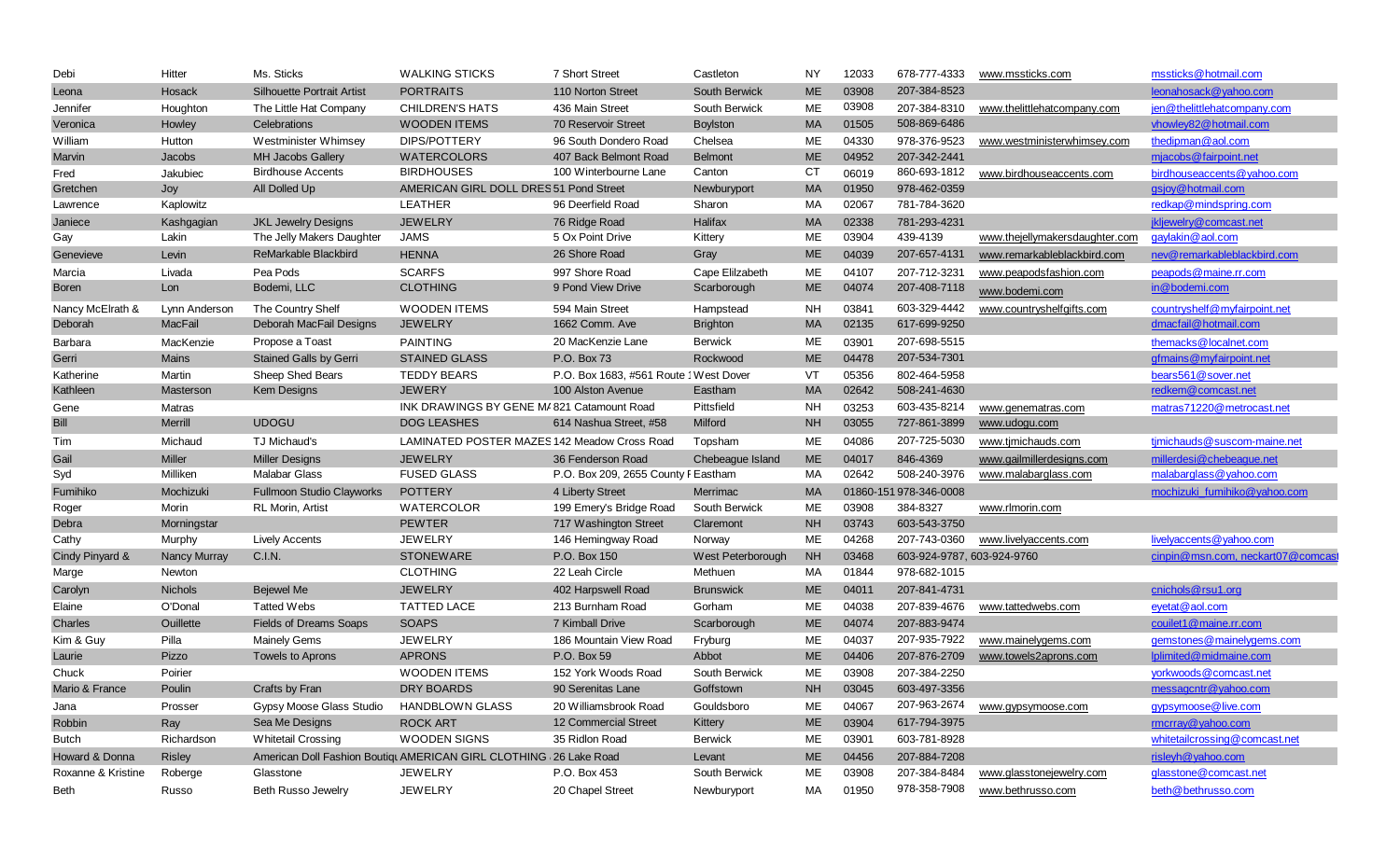| | | | | | | | | | | |
|---|---|---|---|---|---|---|---|---|---|---|
| Debi | Hitter | Ms. Sticks | WALKING STICKS | 7 Short Street | Castleton | NY | 12033 | 678-777-4333 | www.mssticks.com | mssticks@hotmail.com |
| Leona | Hosack | Silhouette Portrait Artist | PORTRAITS | 110 Norton Street | South Berwick | ME | 03908 | 207-384-8523 | | leonahosack@yahoo.com |
| Jennifer | Houghton | The Little Hat Company | CHILDREN'S HATS | 436 Main Street | South Berwick | ME | 03908 | 207-384-8310 | www.thelittlehatcompany.com | jen@thelittlehatcompany.com |
| Veronica | Howley | Celebrations | WOODEN ITEMS | 70 Reservoir Street | Boylston | MA | 01505 | 508-869-6486 | | vhowley82@hotmail.com |
| William | Hutton | Westminister Whimsey | DIPS/POTTERY | 96 South Dondero Road | Chelsea | ME | 04330 | 978-376-9523 | www.westministerwhimsey.com | thedipman@aol.com |
| Marvin | Jacobs | MH Jacobs Gallery | WATERCOLORS | 407 Back Belmont Road | Belmont | ME | 04952 | 207-342-2441 | | mjacobs@fairpoint.net |
| Fred | Jakubiec | Birdhouse Accents | BIRDHOUSES | 100 Winterbourne Lane | Canton | CT | 06019 | 860-693-1812 | www.birdhouseaccents.com | birdhouseaccents@yahoo.com |
| Gretchen | Joy | All Dolled Up | AMERICAN GIRL DOLL DRES | 51 Pond Street | Newburyport | MA | 01950 | 978-462-0359 | | gsjoy@hotmail.com |
| Lawrence | Kaplowitz | | LEATHER | 96 Deerfield Road | Sharon | MA | 02067 | 781-784-3620 | | redkap@mindspring.com |
| Janiece | Kashgagian | JKL Jewelry Designs | JEWELRY | 76 Ridge Road | Halifax | MA | 02338 | 781-293-4231 | | jkljewelry@comcast.net |
| Gay | Lakin | The Jelly Makers Daughter | JAMS | 5 Ox Point Drive | Kittery | ME | 03904 | 439-4139 | www.thejellymakersdaughter.com | gaylakin@aol.com |
| Genevieve | Levin | ReMarkable Blackbird | HENNA | 26 Shore Road | Gray | ME | 04039 | 207-657-4131 | www.remarkableblackbird.com | nev@remarkableblackbird.com |
| Marcia | Livada | Pea Pods | SCARFS | 997 Shore Road | Cape Elilzabeth | ME | 04107 | 207-712-3231 | www.peapodsfashion.com | peapods@maine.rr.com |
| Boren | Lon | Bodemi, LLC | CLOTHING | 9 Pond View Drive | Scarborough | ME | 04074 | 207-408-7118 | www.bodemi.com | in@bodemi.com |
| Nancy McElrath & | Lynn Anderson | The Country Shelf | WOODEN ITEMS | 594 Main Street | Hampstead | NH | 03841 | 603-329-4442 | www.countryshelfgifts.com | countryshelf@myfairpoint.net |
| Deborah | MacFail | Deborah MacFail Designs | JEWELRY | 1662 Comm. Ave | Brighton | MA | 02135 | 617-699-9250 | | dmacfail@hotmail.com |
| Barbara | MacKenzie | Propose a Toast | PAINTING | 20 MacKenzie Lane | Berwick | ME | 03901 | 207-698-5515 | | themacks@localnet.com |
| Gerri | Mains | Stained Galls by Gerri | STAINED GLASS | P.O. Box 73 | Rockwood | ME | 04478 | 207-534-7301 | | gfmains@myfairpoint.net |
| Katherine | Martin | Sheep Shed Bears | TEDDY BEARS | P.O. Box 1683, #561 Route : | West Dover | VT | 05356 | 802-464-5958 | | bears561@sover.net |
| Kathleen | Masterson | Kem Designs | JEWERY | 100 Alston Avenue | Eastham | MA | 02642 | 508-241-4630 | | redkem@comcast.net |
| Gene | Matras | | INK DRAWINGS BY GENE M/ | 821 Catamount Road | Pittsfield | NH | 03253 | 603-435-8214 | www.genematras.com | matras71220@metrocast.net |
| Bill | Merrill | UDOGU | DOG LEASHES | 614 Nashua Street, #58 | Milford | NH | 03055 | 727-861-3899 | www.udogu.com | |
| Tim | Michaud | TJ Michaud's | LAMINATED POSTER MAZES | 142 Meadow Cross Road | Topsham | ME | 04086 | 207-725-5030 | www.tjmichauds.com | tjmichauds@suscom-maine.net |
| Gail | Miller | Miller Designs | JEWELRY | 36 Fenderson Road | Chebeague Island | ME | 04017 | 846-4369 | www.gailmillerdesigns.com | millerdesi@chebeague.net |
| Syd | Milliken | Malabar Glass | FUSED GLASS | P.O. Box 209, 2655 County F | Eastham | MA | 02642 | 508-240-3976 | www.malabarglass.com | malabarglass@yahoo.com |
| Fumihiko | Mochizuki | Fullmoon Studio Clayworks | POTTERY | 4 Liberty Street | Merrimac | MA | 01860-151 | 978-346-0008 | | mochizuki_fumihiko@yahoo.com |
| Roger | Morin | RL Morin, Artist | WATERCOLOR | 199 Emery's Bridge Road | South Berwick | ME | 03908 | 384-8327 | www.rlmorin.com | |
| Debra | Morningstar | | PEWTER | 717 Washington Street | Claremont | NH | 03743 | 603-543-3750 | | |
| Cathy | Murphy | Lively Accents | JEWELRY | 146 Hemingway Road | Norway | ME | 04268 | 207-743-0360 | www.livelyaccents.com | livelyaccents@yahoo.com |
| Cindy Pinyard & | Nancy Murray | C.I.N. | STONEWARE | P.O. Box 150 | West Peterborough | NH | 03468 | 603-924-9787, 603-924-9760 | | cinpin@msn.com, neckart07@comcast |
| Marge | Newton | | CLOTHING | 22 Leah Circle | Methuen | MA | 01844 | 978-682-1015 | | |
| Carolyn | Nichols | Bejewel Me | JEWELRY | 402 Harpswell Road | Brunswick | ME | 04011 | 207-841-4731 | | cnichols@rsu1.org |
| Elaine | O'Donal | Tatted Webs | TATTED LACE | 213 Burnham Road | Gorham | ME | 04038 | 207-839-4676 | www.tattedwebs.com | eyetat@aol.com |
| Charles | Ouillette | Fields of Dreams Soaps | SOAPS | 7 Kimball Drive | Scarborough | ME | 04074 | 207-883-9474 | | couilet1@maine.rr.com |
| Kim & Guy | Pilla | Mainely Gems | JEWELRY | 186 Mountain View Road | Fryburg | ME | 04037 | 207-935-7922 | www.mainelygems.com | gemstones@mainelygems.com |
| Laurie | Pizzo | Towels to Aprons | APRONS | P.O. Box 59 | Abbot | ME | 04406 | 207-876-2709 | www.towels2aprons.com | lplimited@midmaine.com |
| Chuck | Poirier | | WOODEN ITEMS | 152 York Woods Road | South Berwick | ME | 03908 | 207-384-2250 | | yorkwoods@comcast.net |
| Mario & France | Poulin | Crafts by Fran | DRY BOARDS | 90 Serenitas Lane | Goffstown | NH | 03045 | 603-497-3356 | | messagcntr@yahoo.com |
| Jana | Prosser | Gypsy Moose Glass Studio | HANDBLOWN GLASS | 20 Williamsbrook Road | Gouldsboro | ME | 04067 | 207-963-2674 | www.gypsymoose.com | gypsymoose@live.com |
| Robbin | Ray | Sea Me Designs | ROCK ART | 12 Commercial Street | Kittery | ME | 03904 | 617-794-3975 | | rmcrray@yahoo.com |
| Butch | Richardson | Whitetail Crossing | WOODEN SIGNS | 35 Ridlon Road | Berwick | ME | 03901 | 603-781-8928 | | whitetailcrossing@comcast.net |
| Howard & Donna | Risley | American Doll Fashion Boutiq | AMERICAN GIRL CLOTHING | 26 Lake Road | Levant | ME | 04456 | 207-884-7208 | | risleyh@yahoo.com |
| Roxanne & Kristine | Roberge | Glasstone | JEWELRY | P.O. Box 453 | South Berwick | ME | 03908 | 207-384-8484 | www.glasstonejewelry.com | glasstone@comcast.net |
| Beth | Russo | Beth Russo Jewelry | JEWELRY | 20 Chapel Street | Newburyport | MA | 01950 | 978-358-7908 | www.bethrusso.com | beth@bethrusso.com |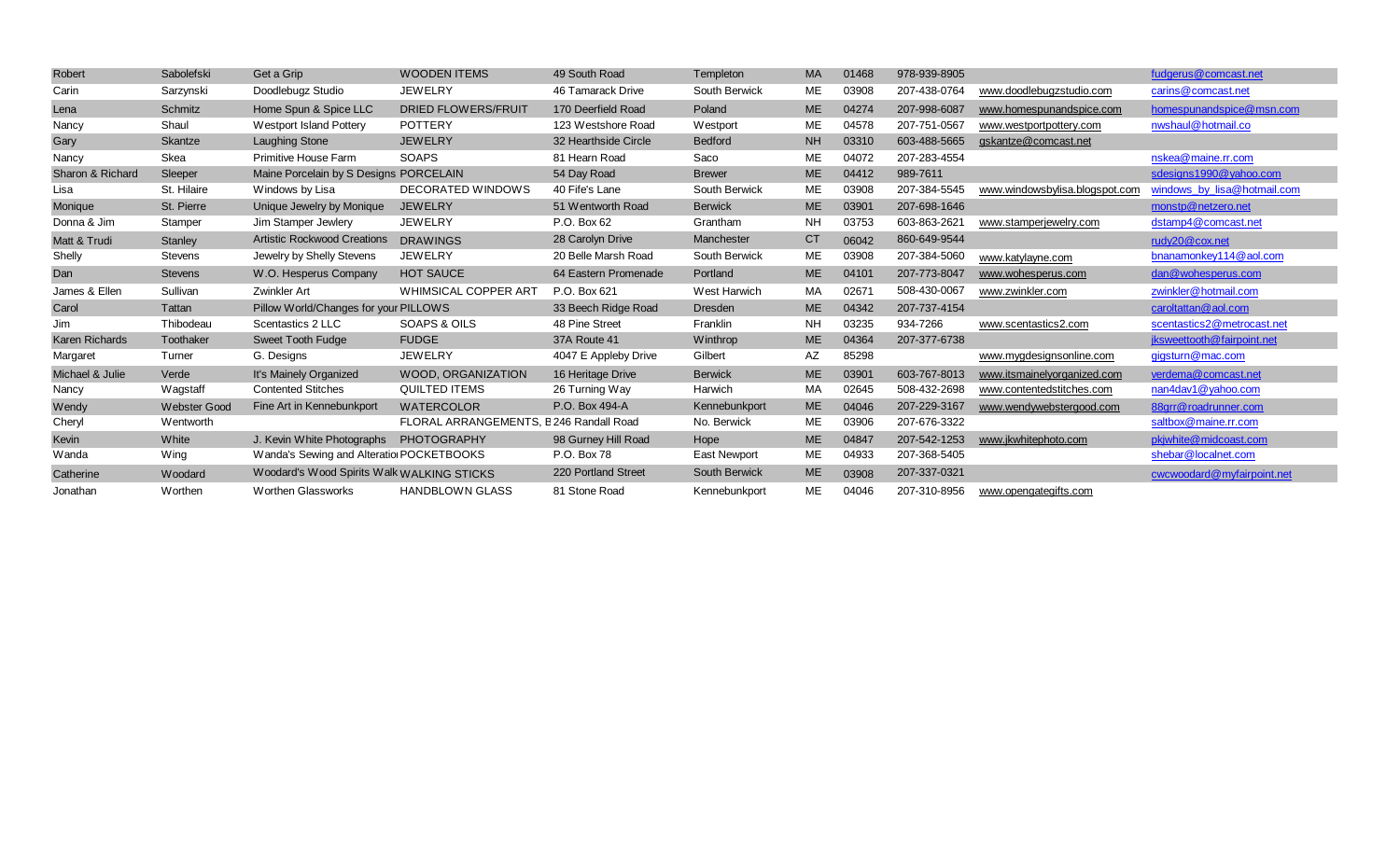| | | | | | | | | | | |
|---|---|---|---|---|---|---|---|---|---|---|
| Robert | Sabolefski | Get a Grip | WOODEN ITEMS | 49 South Road | Templeton | MA | 01468 | 978-939-8905 | | fudgerus@comcast.net |
| Carin | Sarzynski | Doodlebugz Studio | JEWELRY | 46 Tamarack Drive | South Berwick | ME | 03908 | 207-438-0764 | www.doodlebugzstudio.com | carins@comcast.net |
| Lena | Schmitz | Home Spun & Spice LLC | DRIED FLOWERS/FRUIT | 170 Deerfield Road | Poland | ME | 04274 | 207-998-6087 | www.homespunandspice.com | homespunandspice@msn.com |
| Nancy | Shaul | Westport Island Pottery | POTTERY | 123 Westshore Road | Westport | ME | 04578 | 207-751-0567 | www.westportpottery.com | nwshaul@hotmail.co |
| Gary | Skantze | Laughing Stone | JEWELRY | 32 Hearthside Circle | Bedford | NH | 03310 | 603-488-5665 | gskantze@comcast.net | |
| Nancy | Skea | Primitive House Farm | SOAPS | 81 Hearn Road | Saco | ME | 04072 | 207-283-4554 | | nskea@maine.rr.com |
| Sharon & Richard | Sleeper | Maine Porcelain by S Designs | PORCELAIN | 54 Day Road | Brewer | ME | 04412 | 989-7611 | | sdesigns1990@yahoo.com |
| Lisa | St. Hilaire | Windows by Lisa | DECORATED WINDOWS | 40 Fife's Lane | South Berwick | ME | 03908 | 207-384-5545 | www.windowsbylisa.blogspot.com | windows_by_lisa@hotmail.com |
| Monique | St. Pierre | Unique Jewelry by Monique | JEWELRY | 51 Wentworth Road | Berwick | ME | 03901 | 207-698-1646 | | monstp@netzero.net |
| Donna & Jim | Stamper | Jim Stamper Jewlery | JEWELRY | P.O. Box 62 | Grantham | NH | 03753 | 603-863-2621 | www.stamperjewelry.com | dstamp4@comcast.net |
| Matt & Trudi | Stanley | Artistic Rockwood Creations | DRAWINGS | 28 Carolyn Drive | Manchester | CT | 06042 | 860-649-9544 | | rudy20@cox.net |
| Shelly | Stevens | Jewelry by Shelly Stevens | JEWELRY | 20 Belle Marsh Road | South Berwick | ME | 03908 | 207-384-5060 | www.katylayne.com | bnanamonkey114@aol.com |
| Dan | Stevens | W.O. Hesperus Company | HOT SAUCE | 64 Eastern Promenade | Portland | ME | 04101 | 207-773-8047 | www.wohesperus.com | dan@wohesperus.com |
| James & Ellen | Sullivan | Zwinkler Art | WHIMSICAL COPPER ART | P.O. Box 621 | West Harwich | MA | 02671 | 508-430-0067 | www.zwinkler.com | zwinkler@hotmail.com |
| Carol | Tattan | Pillow World/Changes for your | PILLOWS | 33 Beech Ridge Road | Dresden | ME | 04342 | 207-737-4154 | | caroltattan@aol.com |
| Jim | Thibodeau | Scentastics 2 LLC | SOAPS & OILS | 48 Pine Street | Franklin | NH | 03235 | 934-7266 | www.scentastics2.com | scentastics2@metrocast.net |
| Karen Richards | Toothaker | Sweet Tooth Fudge | FUDGE | 37A Route 41 | Winthrop | ME | 04364 | 207-377-6738 | | jksweettooth@fairpoint.net |
| Margaret | Turner | G. Designs | JEWELRY | 4047 E Appleby Drive | Gilbert | AZ | 85298 | | www.mygdesignsonline.com | gigsturn@mac.com |
| Michael & Julie | Verde | It's Mainely Organized | WOOD, ORGANIZATION | 16 Heritage Drive | Berwick | ME | 03901 | 603-767-8013 | www.itsmainelyorganized.com | verdema@comcast.net |
| Nancy | Wagstaff | Contented Stitches | QUILTED ITEMS | 26 Turning Way | Harwich | MA | 02645 | 508-432-2698 | www.contentedstitches.com | nan4dav1@yahoo.com |
| Wendy | Webster Good | Fine Art in Kennebunkport | WATERCOLOR | P.O. Box 494-A | Kennebunkport | ME | 04046 | 207-229-3167 | www.wendywebstergood.com | 88grr@roadrunner.com |
| Cheryl | Wentworth | | FLORAL ARRANGEMENTS, B | 246 Randall Road | No. Berwick | ME | 03906 | 207-676-3322 | | saltbox@maine.rr.com |
| Kevin | White | J. Kevin White Photographs | PHOTOGRAPHY | 98 Gurney Hill Road | Hope | ME | 04847 | 207-542-1253 | www.jkwhitephoto.com | pkjwhite@midcoast.com |
| Wanda | Wing | Wanda's Sewing and Alteratio | POCKETBOOKS | P.O. Box 78 | East Newport | ME | 04933 | 207-368-5405 | | shebar@localnet.com |
| Catherine | Woodard | Woodard's Wood Spirits Walk | WALKING STICKS | 220 Portland Street | South Berwick | ME | 03908 | 207-337-0321 | | cwcwoodard@myfairpoint.net |
| Jonathan | Worthen | Worthen Glassworks | HANDBLOWN GLASS | 81 Stone Road | Kennebunkport | ME | 04046 | 207-310-8956 | www.opengategifts.com | |